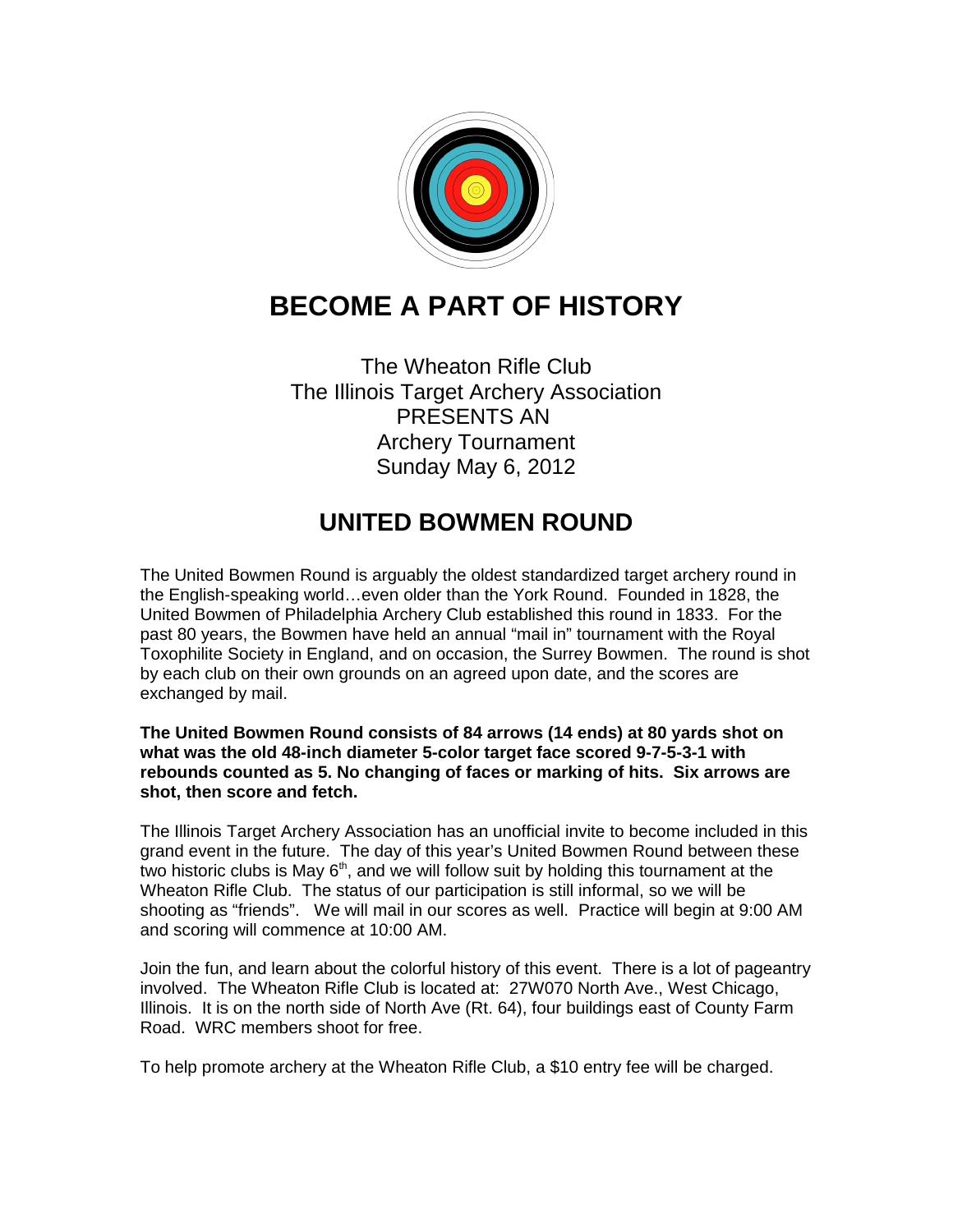# BECOME A PART OF HISTORY

The Wheaton Rifle Club
The Illinois Target Archery Association
PRESENTS AN
Archery Tournament
Sunday May 6, 2012

## UNITED BOWMEN ROUND

The United Bowmen Round is arguably the oldest standardized target archery round in the English-speaking world…even older than the York Round. Founded in 1828, the United Bowmen of Philadelphia Archery Club established this round in 1833. For the past 80 years, the Bowmen have held an annual "mail in" tournament with the Royal Toxophilite Society in England, and on occasion, the Surrey Bowmen. The round is shot by each club on their own grounds on an agreed upon date, and the scores are exchanged by mail.

**The United Bowmen Round consists of 84 arrows (14 ends) at 80 yards shot on what was the old 48-inch diameter 5-color target face scored 9-7-5-3-1 with rebounds counted as 5. No changing of faces or marking of hits. Six arrows are shot, then score and fetch.**

The Illinois Target Archery Association has an unofficial invite to become included in this grand event in the future. The day of this year's United Bowmen Round between these two historic clubs is May 6th, and we will follow suit by holding this tournament at the Wheaton Rifle Club. The status of our participation is still informal, so we will be shooting as "friends". We will mail in our scores as well. Practice will begin at 9:00 AM and scoring will commence at 10:00 AM.

Join the fun, and learn about the colorful history of this event. There is a lot of pageantry involved. The Wheaton Rifle Club is located at: 27W070 North Ave., West Chicago, Illinois. It is on the north side of North Ave (Rt. 64), four buildings east of County Farm Road. WRC members shoot for free.

To help promote archery at the Wheaton Rifle Club, a $10 entry fee will be charged.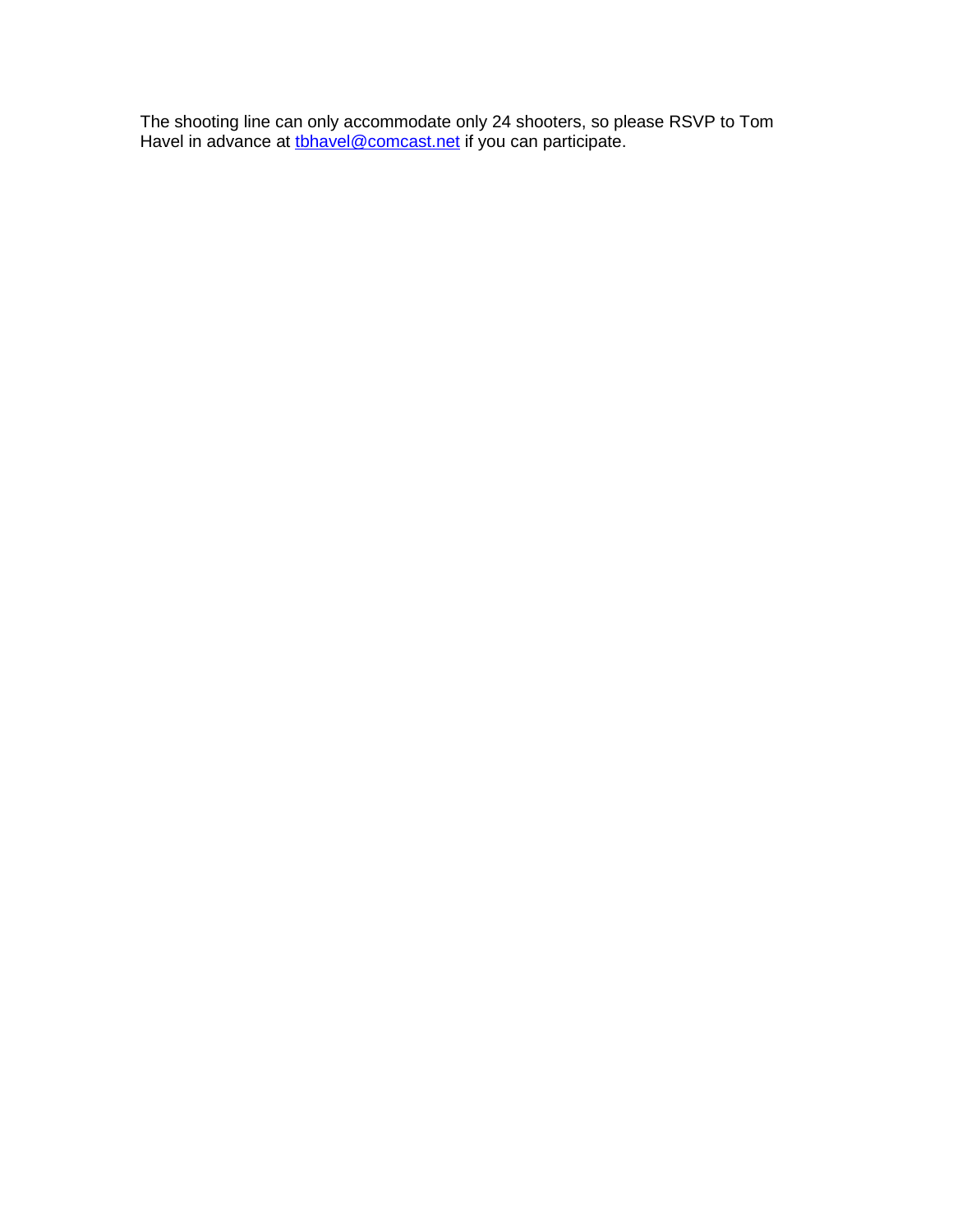The shooting line can only accommodate only 24 shooters, so please RSVP to Tom Havel in advance at tbhavel@comcast.net if you can participate.